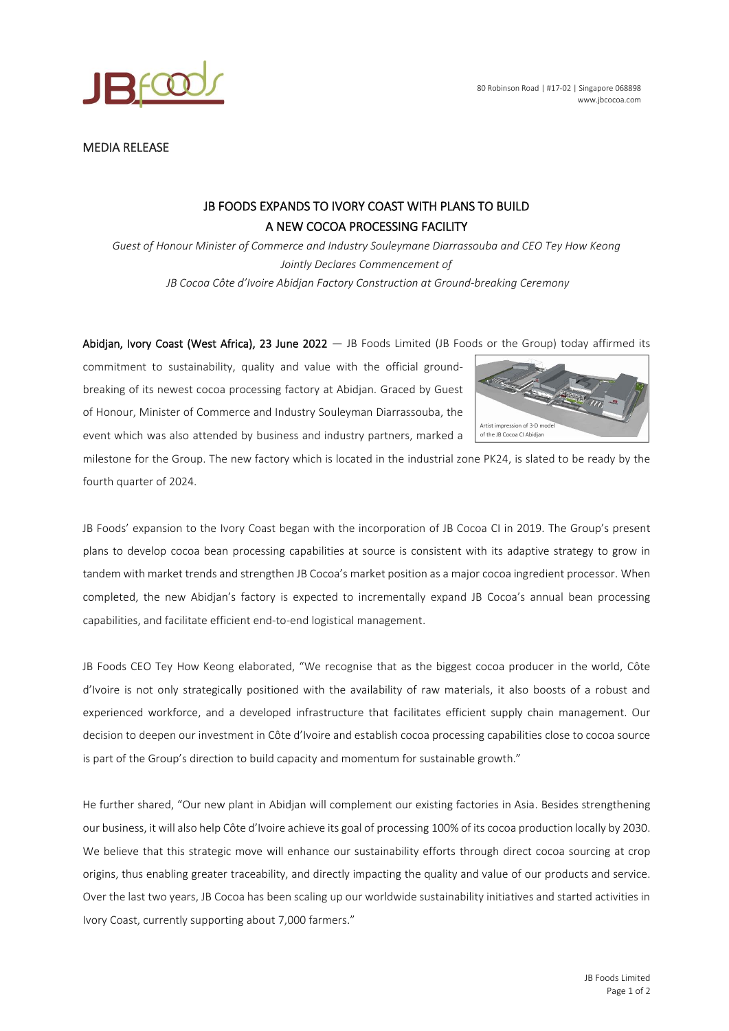80 Robinson Road | #17-02 | Singapore 068898
www.jbcocoa.com

MEDIA RELEASE

# JB FOODS EXPANDS TO IVORY COAST WITH PLANS TO BUILD A NEW COCOA PROCESSING FACILITY

*Guest of Honour Minister of Commerce and Industry Souleymane Diarrassouba and CEO Tey How Keong Jointly Declares Commencement of JB Cocoa Côte d'Ivoire Abidjan Factory Construction at Ground-breaking Ceremony*

**Abidjan, Ivory Coast (West Africa), 23 June 2022** — JB Foods Limited (JB Foods or the Group) today affirmed its commitment to sustainability, quality and value with the official ground-breaking of its newest cocoa processing factory at Abidjan. Graced by Guest of Honour, Minister of Commerce and Industry Souleyman Diarrassouba, the event which was also attended by business and industry partners, marked a milestone for the Group. The new factory which is located in the industrial zone PK24, is slated to be ready by the fourth quarter of 2024.

Artist impression of 3-D model of the JB Cocoa CI Abidjan

JB Foods' expansion to the Ivory Coast began with the incorporation of JB Cocoa CI in 2019. The Group's present plans to develop cocoa bean processing capabilities at source is consistent with its adaptive strategy to grow in tandem with market trends and strengthen JB Cocoa's market position as a major cocoa ingredient processor. When completed, the new Abidjan's factory is expected to incrementally expand JB Cocoa's annual bean processing capabilities, and facilitate efficient end-to-end logistical management.

JB Foods CEO Tey How Keong elaborated, "We recognise that as the biggest cocoa producer in the world, Côte d'Ivoire is not only strategically positioned with the availability of raw materials, it also boosts of a robust and experienced workforce, and a developed infrastructure that facilitates efficient supply chain management. Our decision to deepen our investment in Côte d'Ivoire and establish cocoa processing capabilities close to cocoa source is part of the Group's direction to build capacity and momentum for sustainable growth."

He further shared, "Our new plant in Abidjan will complement our existing factories in Asia. Besides strengthening our business, it will also help Côte d'Ivoire achieve its goal of processing 100% of its cocoa production locally by 2030. We believe that this strategic move will enhance our sustainability efforts through direct cocoa sourcing at crop origins, thus enabling greater traceability, and directly impacting the quality and value of our products and service. Over the last two years, JB Cocoa has been scaling up our worldwide sustainability initiatives and started activities in Ivory Coast, currently supporting about 7,000 farmers."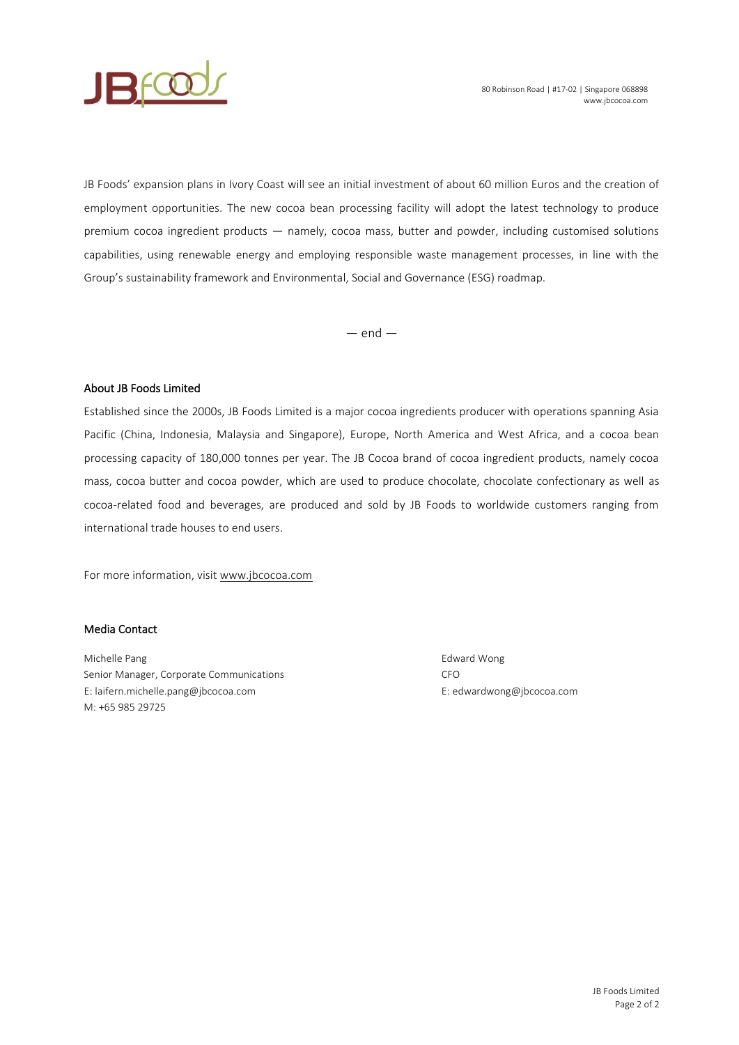JB Foods' expansion plans in Ivory Coast will see an initial investment of about 60 million Euros and the creation of employment opportunities. The new cocoa bean processing facility will adopt the latest technology to produce premium cocoa ingredient products — namely, cocoa mass, butter and powder, including customised solutions capabilities, using renewable energy and employing responsible waste management processes, in line with the Group's sustainability framework and Environmental, Social and Governance (ESG) roadmap.

— end —

### About JB Foods Limited

Established since the 2000s, JB Foods Limited is a major cocoa ingredients producer with operations spanning Asia Pacific (China, Indonesia, Malaysia and Singapore), Europe, North America and West Africa, and a cocoa bean processing capacity of 180,000 tonnes per year. The JB Cocoa brand of cocoa ingredient products, namely cocoa mass, cocoa butter and cocoa powder, which are used to produce chocolate, chocolate confectionary as well as cocoa-related food and beverages, are produced and sold by JB Foods to worldwide customers ranging from international trade houses to end users.

For more information, visit www.jbcocoa.com

### Media Contact

Michelle Pang
Senior Manager, Corporate Communications
E: laifern.michelle.pang@jbcocoa.com
M: +65 985 29725

Edward Wong
CFO
E: edwardwong@jbcocoa.com